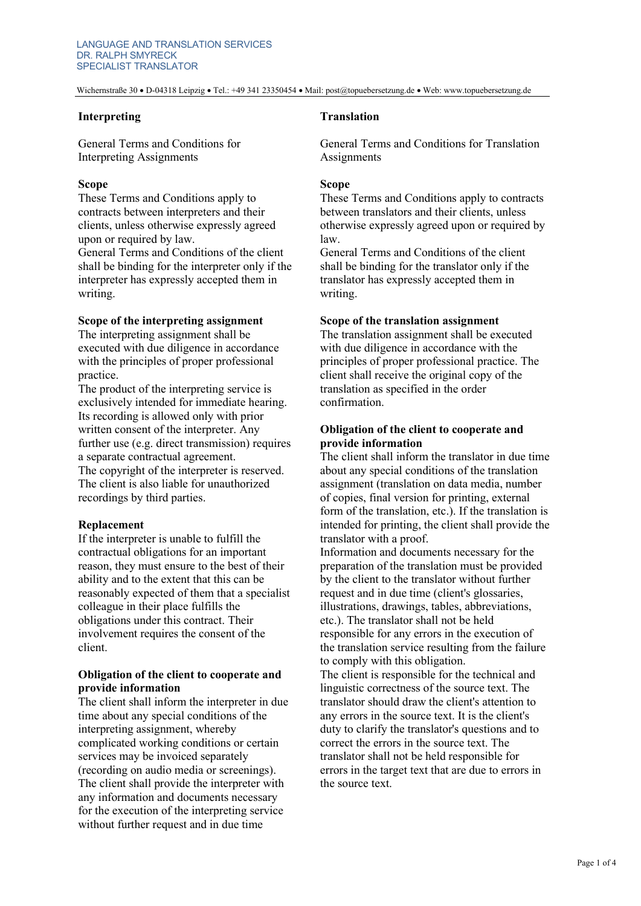LANGUAGE AND TRANSLATION SERVICES
DR. RALPH SMYRECK
SPECIALIST TRANSLATOR

Wichernstraße 30 • D-04318 Leipzig • Tel.: +49 341 23350454 • Mail: post@topuebersetzung.de • Web: www.topuebersetzung.de

# Interpreting

General Terms and Conditions for Interpreting Assignments

## Scope

These Terms and Conditions apply to contracts between interpreters and their clients, unless otherwise expressly agreed upon or required by law.
General Terms and Conditions of the client shall be binding for the interpreter only if the interpreter has expressly accepted them in writing.

## Scope of the interpreting assignment

The interpreting assignment shall be executed with due diligence in accordance with the principles of proper professional practice.
The product of the interpreting service is exclusively intended for immediate hearing. Its recording is allowed only with prior written consent of the interpreter. Any further use (e.g. direct transmission) requires a separate contractual agreement.
The copyright of the interpreter is reserved. The client is also liable for unauthorized recordings by third parties.

## Replacement

If the interpreter is unable to fulfill the contractual obligations for an important reason, they must ensure to the best of their ability and to the extent that this can be reasonably expected of them that a specialist colleague in their place fulfills the obligations under this contract. Their involvement requires the consent of the client.

## Obligation of the client to cooperate and provide information

The client shall inform the interpreter in due time about any special conditions of the interpreting assignment, whereby complicated working conditions or certain services may be invoiced separately (recording on audio media or screenings).
The client shall provide the interpreter with any information and documents necessary for the execution of the interpreting service without further request and in due time

# Translation

General Terms and Conditions for Translation Assignments

## Scope

These Terms and Conditions apply to contracts between translators and their clients, unless otherwise expressly agreed upon or required by law.
General Terms and Conditions of the client shall be binding for the translator only if the translator has expressly accepted them in writing.

## Scope of the translation assignment

The translation assignment shall be executed with due diligence in accordance with the principles of proper professional practice. The client shall receive the original copy of the translation as specified in the order confirmation.

## Obligation of the client to cooperate and provide information

The client shall inform the translator in due time about any special conditions of the translation assignment (translation on data media, number of copies, final version for printing, external form of the translation, etc.). If the translation is intended for printing, the client shall provide the translator with a proof.
Information and documents necessary for the preparation of the translation must be provided by the client to the translator without further request and in due time (client's glossaries, illustrations, drawings, tables, abbreviations, etc.). The translator shall not be held responsible for any errors in the execution of the translation service resulting from the failure to comply with this obligation.
The client is responsible for the technical and linguistic correctness of the source text. The translator should draw the client's attention to any errors in the source text. It is the client's duty to clarify the translator's questions and to correct the errors in the source text. The translator shall not be held responsible for errors in the target text that are due to errors in the source text.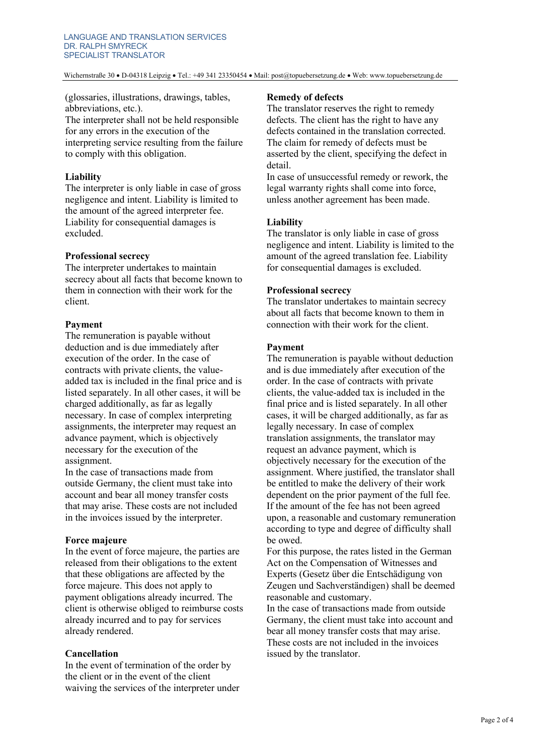(glossaries, illustrations, drawings, tables, abbreviations, etc.).
The interpreter shall not be held responsible for any errors in the execution of the interpreting service resulting from the failure to comply with this obligation.

**Liability**
The interpreter is only liable in case of gross negligence and intent. Liability is limited to the amount of the agreed interpreter fee. Liability for consequential damages is excluded.

**Professional secrecy**
The interpreter undertakes to maintain secrecy about all facts that become known to them in connection with their work for the client.

**Payment**
The remuneration is payable without deduction and is due immediately after execution of the order. In the case of contracts with private clients, the value-added tax is included in the final price and is listed separately. In all other cases, it will be charged additionally, as far as legally necessary. In case of complex interpreting assignments, the interpreter may request an advance payment, which is objectively necessary for the execution of the assignment.
In the case of transactions made from outside Germany, the client must take into account and bear all money transfer costs that may arise. These costs are not included in the invoices issued by the interpreter.

**Force majeure**
In the event of force majeure, the parties are released from their obligations to the extent that these obligations are affected by the force majeure. This does not apply to payment obligations already incurred. The client is otherwise obliged to reimburse costs already incurred and to pay for services already rendered.

**Cancellation**
In the event of termination of the order by the client or in the event of the client waiving the services of the interpreter under

**Remedy of defects**
The translator reserves the right to remedy defects. The client has the right to have any defects contained in the translation corrected. The claim for remedy of defects must be asserted by the client, specifying the defect in detail.
In case of unsuccessful remedy or rework, the legal warranty rights shall come into force, unless another agreement has been made.

**Liability**
The translator is only liable in case of gross negligence and intent. Liability is limited to the amount of the agreed translation fee. Liability for consequential damages is excluded.

**Professional secrecy**
The translator undertakes to maintain secrecy about all facts that become known to them in connection with their work for the client.

**Payment**
The remuneration is payable without deduction and is due immediately after execution of the order. In the case of contracts with private clients, the value-added tax is included in the final price and is listed separately. In all other cases, it will be charged additionally, as far as legally necessary. In case of complex translation assignments, the translator may request an advance payment, which is objectively necessary for the execution of the assignment. Where justified, the translator shall be entitled to make the delivery of their work dependent on the prior payment of the full fee.
If the amount of the fee has not been agreed upon, a reasonable and customary remuneration according to type and degree of difficulty shall be owed.
For this purpose, the rates listed in the German Act on the Compensation of Witnesses and Experts (Gesetz über die Entschädigung von Zeugen und Sachverständigen) shall be deemed reasonable and customary.
In the case of transactions made from outside Germany, the client must take into account and bear all money transfer costs that may arise. These costs are not included in the invoices issued by the translator.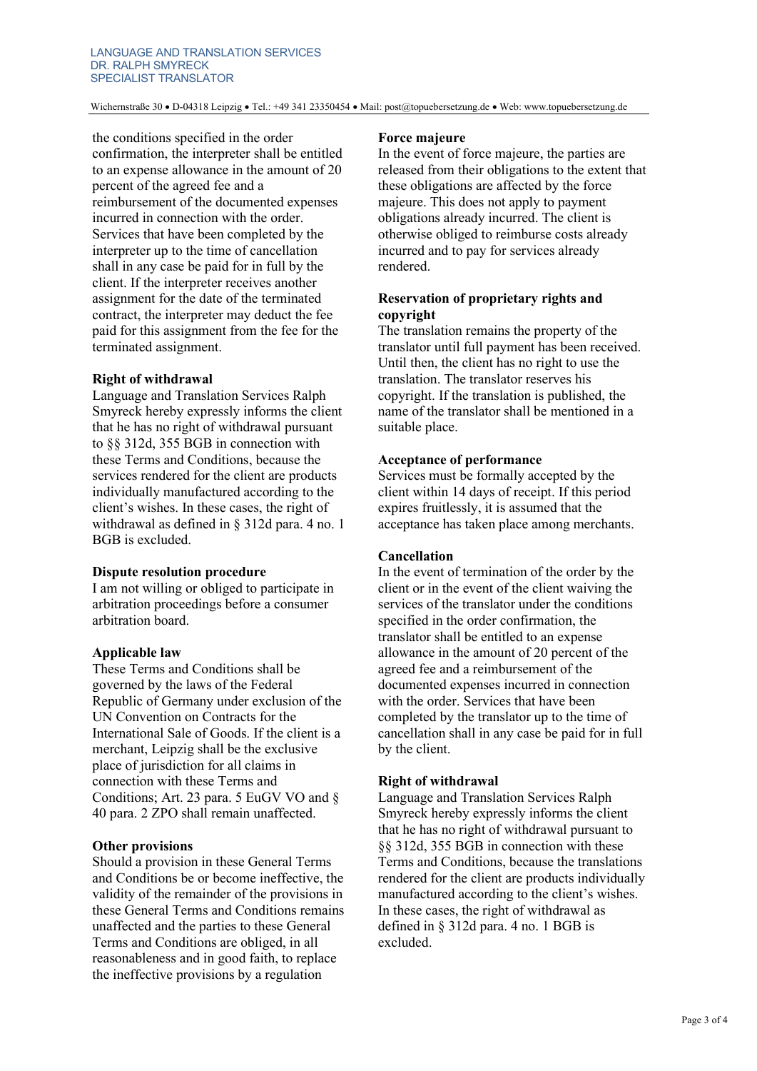the conditions specified in the order confirmation, the interpreter shall be entitled to an expense allowance in the amount of 20 percent of the agreed fee and a reimbursement of the documented expenses incurred in connection with the order. Services that have been completed by the interpreter up to the time of cancellation shall in any case be paid for in full by the client. If the interpreter receives another assignment for the date of the terminated contract, the interpreter may deduct the fee paid for this assignment from the fee for the terminated assignment.

**Right of withdrawal**

Language and Translation Services Ralph Smyreck hereby expressly informs the client that he has no right of withdrawal pursuant to §§ 312d, 355 BGB in connection with these Terms and Conditions, because the services rendered for the client are products individually manufactured according to the client's wishes. In these cases, the right of withdrawal as defined in § 312d para. 4 no. 1 BGB is excluded.

**Dispute resolution procedure**

I am not willing or obliged to participate in arbitration proceedings before a consumer arbitration board.

**Applicable law**

These Terms and Conditions shall be governed by the laws of the Federal Republic of Germany under exclusion of the UN Convention on Contracts for the International Sale of Goods. If the client is a merchant, Leipzig shall be the exclusive place of jurisdiction for all claims in connection with these Terms and Conditions; Art. 23 para. 5 EuGV VO and § 40 para. 2 ZPO shall remain unaffected.

**Other provisions**

Should a provision in these General Terms and Conditions be or become ineffective, the validity of the remainder of the provisions in these General Terms and Conditions remains unaffected and the parties to these General Terms and Conditions are obliged, in all reasonableness and in good faith, to replace the ineffective provisions by a regulation

**Force majeure**

In the event of force majeure, the parties are released from their obligations to the extent that these obligations are affected by the force majeure. This does not apply to payment obligations already incurred. The client is otherwise obliged to reimburse costs already incurred and to pay for services already rendered.

**Reservation of proprietary rights and copyright**

The translation remains the property of the translator until full payment has been received. Until then, the client has no right to use the translation. The translator reserves his copyright. If the translation is published, the name of the translator shall be mentioned in a suitable place.

**Acceptance of performance**

Services must be formally accepted by the client within 14 days of receipt. If this period expires fruitlessly, it is assumed that the acceptance has taken place among merchants.

**Cancellation**

In the event of termination of the order by the client or in the event of the client waiving the services of the translator under the conditions specified in the order confirmation, the translator shall be entitled to an expense allowance in the amount of 20 percent of the agreed fee and a reimbursement of the documented expenses incurred in connection with the order. Services that have been completed by the translator up to the time of cancellation shall in any case be paid for in full by the client.

**Right of withdrawal**

Language and Translation Services Ralph Smyreck hereby expressly informs the client that he has no right of withdrawal pursuant to §§ 312d, 355 BGB in connection with these Terms and Conditions, because the translations rendered for the client are products individually manufactured according to the client's wishes. In these cases, the right of withdrawal as defined in § 312d para. 4 no. 1 BGB is excluded.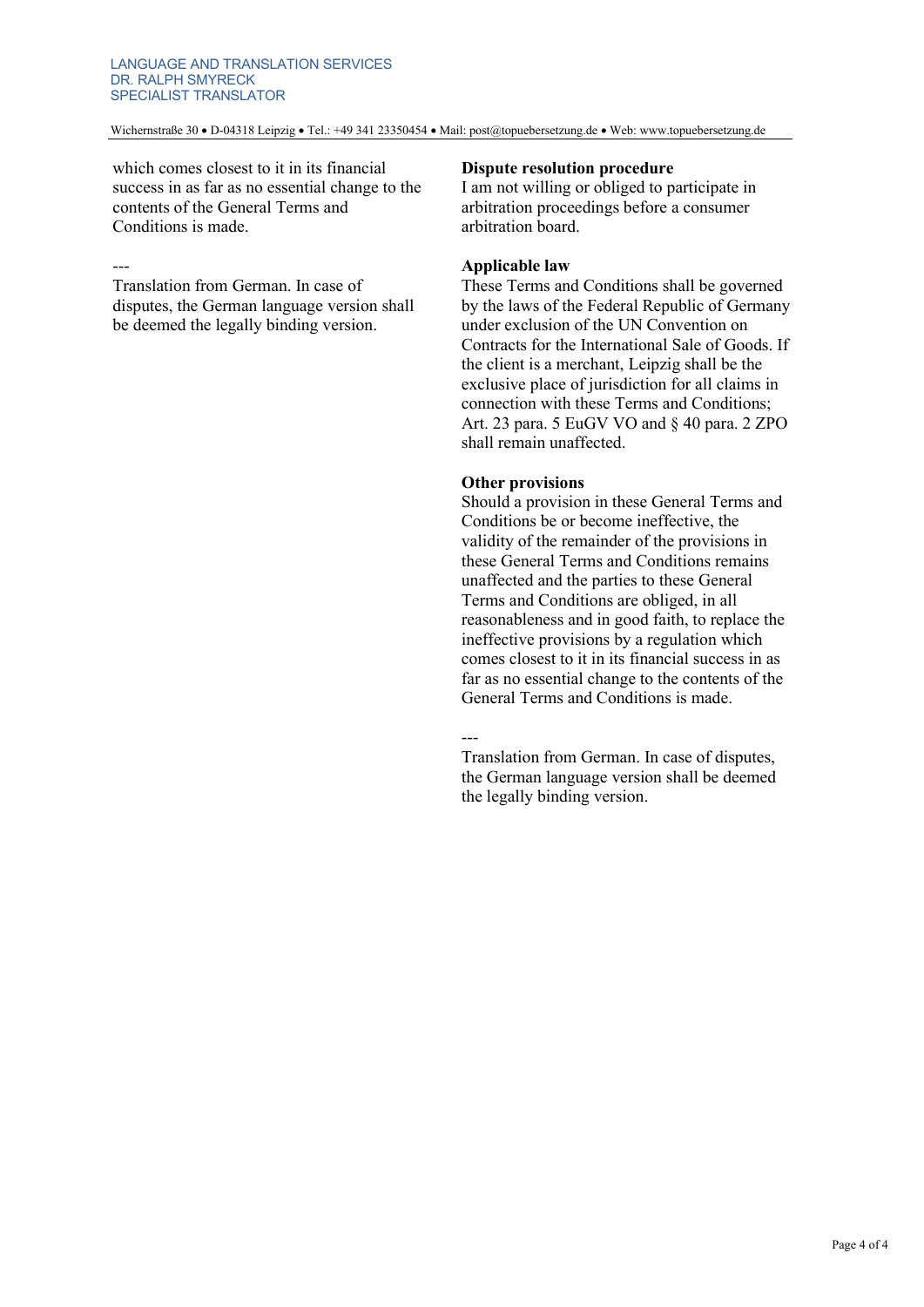which comes closest to it in its financial success in as far as no essential change to the contents of the General Terms and Conditions is made.

---

Translation from German. In case of disputes, the German language version shall be deemed the legally binding version.

**Dispute resolution procedure**
I am not willing or obliged to participate in arbitration proceedings before a consumer arbitration board.

**Applicable law**
These Terms and Conditions shall be governed by the laws of the Federal Republic of Germany under exclusion of the UN Convention on Contracts for the International Sale of Goods. If the client is a merchant, Leipzig shall be the exclusive place of jurisdiction for all claims in connection with these Terms and Conditions; Art. 23 para. 5 EuGV VO and § 40 para. 2 ZPO shall remain unaffected.

**Other provisions**
Should a provision in these General Terms and Conditions be or become ineffective, the validity of the remainder of the provisions in these General Terms and Conditions remains unaffected and the parties to these General Terms and Conditions are obliged, in all reasonableness and in good faith, to replace the ineffective provisions by a regulation which comes closest to it in its financial success in as far as no essential change to the contents of the General Terms and Conditions is made.

---

Translation from German. In case of disputes, the German language version shall be deemed the legally binding version.